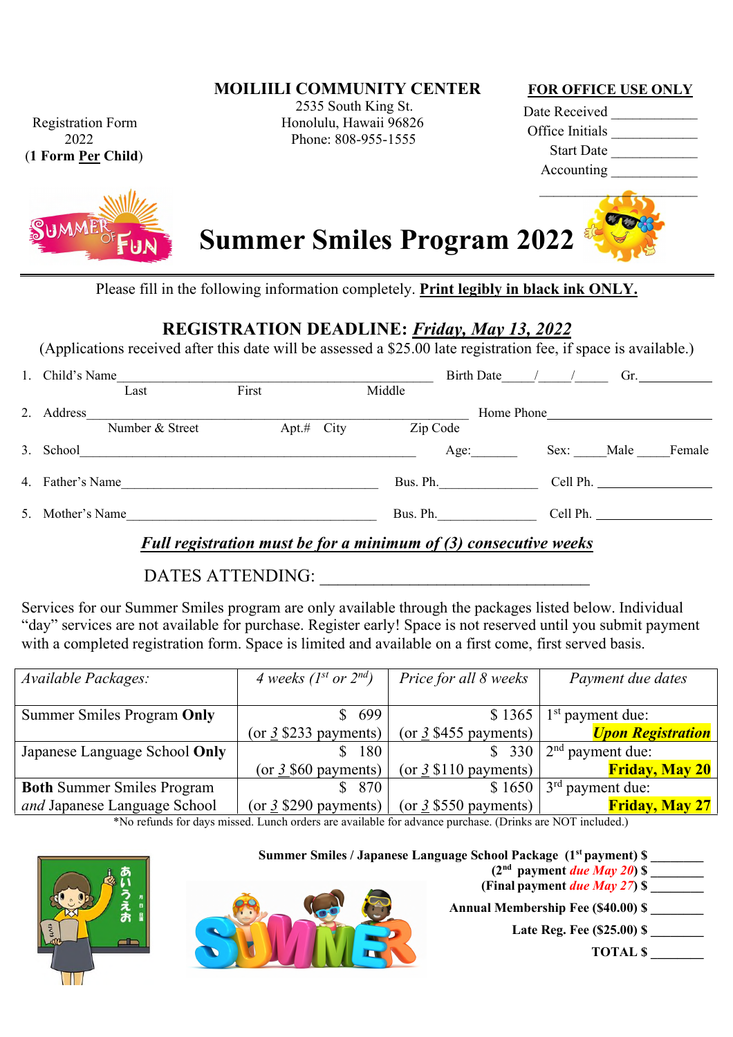Registration Form
2022
(**1 Form Per Child**)

**MOILIILI COMMUNITY CENTER**
2535 South King St.
Honolulu, Hawaii 96826
Phone: 808-955-1555

**FOR OFFICE USE ONLY**
Date Received ____________
Office Initials ____________
Start Date ____________
Accounting ____________

# Summer Smiles Program 2022

Please fill in the following information completely. **Print legibly in black ink ONLY.**

## REGISTRATION DEADLINE: *Friday, May 13, 2022*

(Applications received after this date will be assessed a $25.00 late registration fee, if space is available.)

1. Child's Name_______________________________________ Birth Date____/____/_____ Gr.__________
   Last First Middle
2. Address_______________________________________________ Home Phone_____________________
   Number & Street Apt.# City Zip Code
3. School_______________________________________ Age:_______ Sex: _____Male _____Female
4. Father's Name_____________________________ Bus. Ph._______________ Cell Ph. ________________
5. Mother's Name_____________________________ Bus. Ph._______________ Cell Ph. ________________

***Full registration must be for a minimum of (3) consecutive weeks***

DATES ATTENDING: ______________________________

Services for our Summer Smiles program are only available through the packages listed below. Individual "day" services are not available for purchase. Register early! Space is not reserved until you submit payment with a completed registration form. Space is limited and available on a first come, first served basis.

| *Available Packages:* | *4 weeks (1st or 2nd)* | *Price for all 8 weeks* | *Payment due dates* |
|---|---|---|---|
| Summer Smiles Program **Only** | $ 699 (or 3 $233 payments) | $ 1365 (or 3 $455 payments) | 1st payment due: ***Upon Registration*** |
| Japanese Language School **Only** | $ 180 (or 3 $60 payments) | $ 330 (or 3 $110 payments) | 2nd payment due: **Friday, May 20** |
| **Both** Summer Smiles Program *and* Japanese Language School | $ 870 (or 3 $290 payments) | $ 1650 (or 3 $550 payments) | 3rd payment due: **Friday, May 27** |

*No refunds for days missed. Lunch orders are available for advance purchase. (Drinks are NOT included.)

**Summer Smiles / Japanese Language School Package (1st payment) $ ________**
**(2nd payment *due May 20*) $ ________**
**(Final payment *due May 27*) $ ________**
**Annual Membership Fee ($40.00) $ ________**
**Late Reg. Fee ($25.00) $ ________**
**TOTAL $ ________**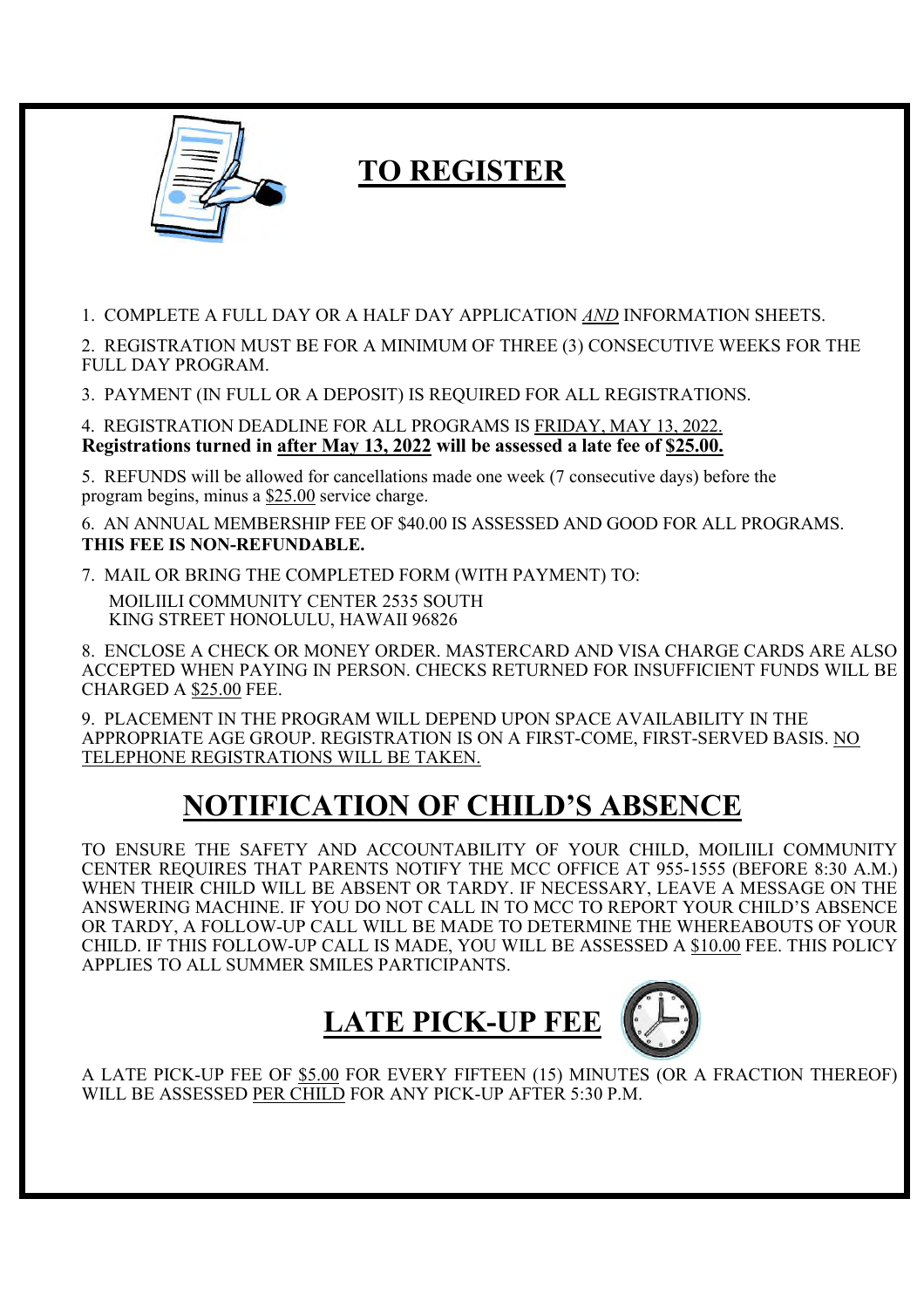# TO REGISTER

1. COMPLETE A FULL DAY OR A HALF DAY APPLICATION *AND* INFORMATION SHEETS.

2. REGISTRATION MUST BE FOR A MINIMUM OF THREE (3) CONSECUTIVE WEEKS FOR THE FULL DAY PROGRAM.

3. PAYMENT (IN FULL OR A DEPOSIT) IS REQUIRED FOR ALL REGISTRATIONS.

4. REGISTRATION DEADLINE FOR ALL PROGRAMS IS FRIDAY, MAY 13, 2022.
**Registrations turned in after May 13, 2022 will be assessed a late fee of $25.00.**

5. REFUNDS will be allowed for cancellations made one week (7 consecutive days) before the program begins, minus a $25.00 service charge.

6. AN ANNUAL MEMBERSHIP FEE OF $40.00 IS ASSESSED AND GOOD FOR ALL PROGRAMS. **THIS FEE IS NON-REFUNDABLE.**

7. MAIL OR BRING THE COMPLETED FORM (WITH PAYMENT) TO:

   MOILIILI COMMUNITY CENTER 2535 SOUTH
   KING STREET HONOLULU, HAWAII 96826

8. ENCLOSE A CHECK OR MONEY ORDER. MASTERCARD AND VISA CHARGE CARDS ARE ALSO ACCEPTED WHEN PAYING IN PERSON. CHECKS RETURNED FOR INSUFFICIENT FUNDS WILL BE CHARGED A $25.00 FEE.

9. PLACEMENT IN THE PROGRAM WILL DEPEND UPON SPACE AVAILABILITY IN THE APPROPRIATE AGE GROUP. REGISTRATION IS ON A FIRST-COME, FIRST-SERVED BASIS. NO TELEPHONE REGISTRATIONS WILL BE TAKEN.

# NOTIFICATION OF CHILD'S ABSENCE

TO ENSURE THE SAFETY AND ACCOUNTABILITY OF YOUR CHILD, MOILIILI COMMUNITY CENTER REQUIRES THAT PARENTS NOTIFY THE MCC OFFICE AT 955-1555 (BEFORE 8:30 A.M.) WHEN THEIR CHILD WILL BE ABSENT OR TARDY. IF NECESSARY, LEAVE A MESSAGE ON THE ANSWERING MACHINE. IF YOU DO NOT CALL IN TO MCC TO REPORT YOUR CHILD'S ABSENCE OR TARDY, A FOLLOW-UP CALL WILL BE MADE TO DETERMINE THE WHEREABOUTS OF YOUR CHILD. IF THIS FOLLOW-UP CALL IS MADE, YOU WILL BE ASSESSED A $10.00 FEE. THIS POLICY APPLIES TO ALL SUMMER SMILES PARTICIPANTS.

# LATE PICK-UP FEE

A LATE PICK-UP FEE OF $5.00 FOR EVERY FIFTEEN (15) MINUTES (OR A FRACTION THEREOF) WILL BE ASSESSED PER CHILD FOR ANY PICK-UP AFTER 5:30 P.M.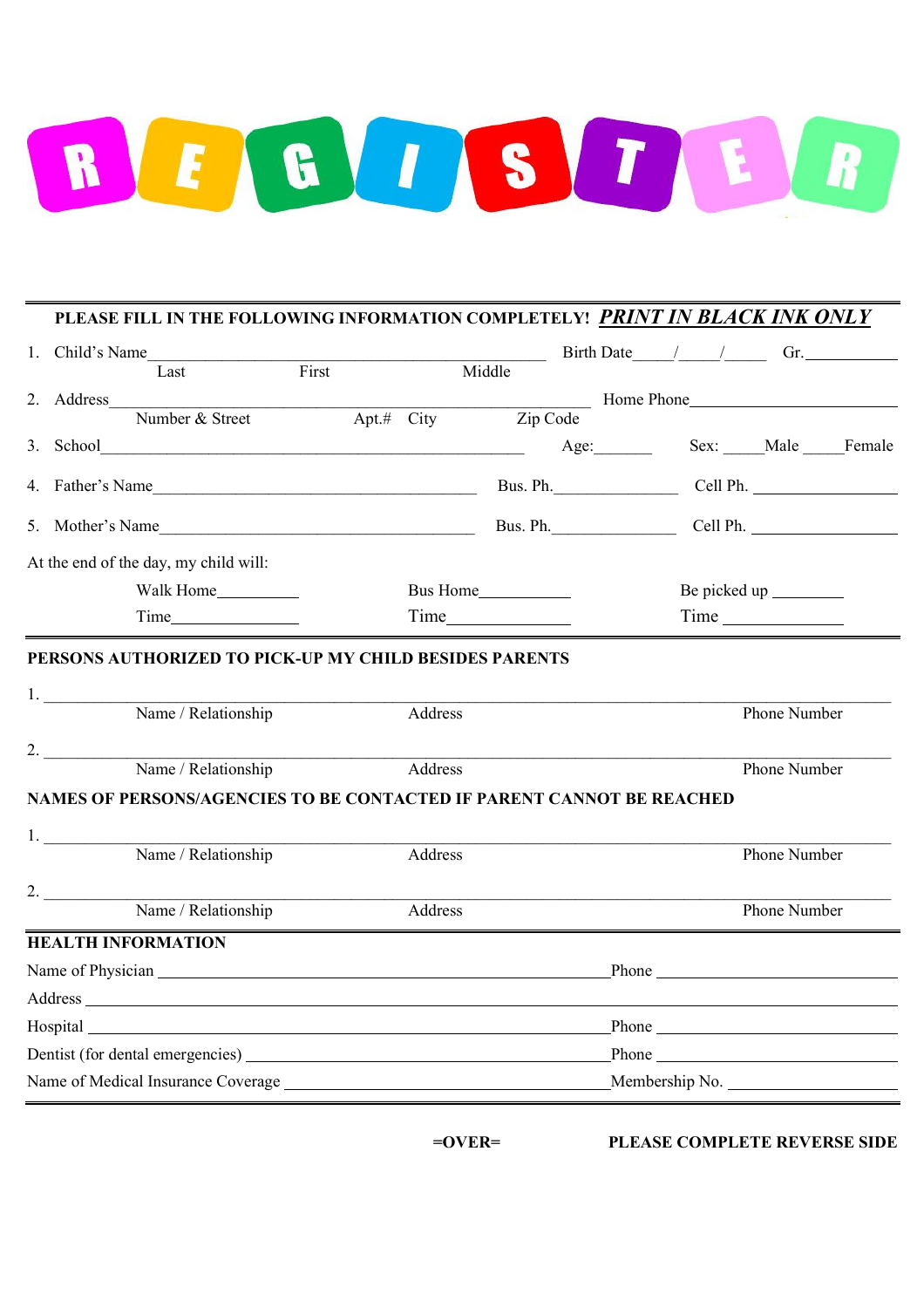# REGISTER

**PLEASE FILL IN THE FOLLOWING INFORMATION COMPLETELY!** ***PRINT IN BLACK INK ONLY***

1. Child's Name________________________________________________ Birth Date_____/_____/_____ Gr.___________
   Last First Middle
2. Address________________________________________________________ Home Phone_________________________
   Number & Street Apt.# City Zip Code
3. School________________________________________________ Age:_______ Sex: _____Male _____Female
4. Father's Name______________________________________ Bus. Ph._______________ Cell Ph. __________________
5. Mother's Name______________________________________ Bus. Ph._______________ Cell Ph. __________________

At the end of the day, my child will:

Walk Home__________ Bus Home___________ Be picked up _________

Time_______________ Time_______________ Time ______________

**PERSONS AUTHORIZED TO PICK-UP MY CHILD BESIDES PARENTS**

1. ______________________________________________________________________________________
   Name / Relationship Address Phone Number
2. ______________________________________________________________________________________
   Name / Relationship Address Phone Number

**NAMES OF PERSONS/AGENCIES TO BE CONTACTED IF PARENT CANNOT BE REACHED**

1. ______________________________________________________________________________________
   Name / Relationship Address Phone Number
2. ______________________________________________________________________________________
   Name / Relationship Address Phone Number

**HEALTH INFORMATION**

Name of Physician ________________________________________________Phone ___________________________

Address _________________________________________________________________________________________

Hospital ________________________________________________________Phone ___________________________

Dentist (for dental emergencies) ________________________________Phone ___________________________

Name of Medical Insurance Coverage _____________________________Membership No. ___________________

=OVER= **PLEASE COMPLETE REVERSE SIDE**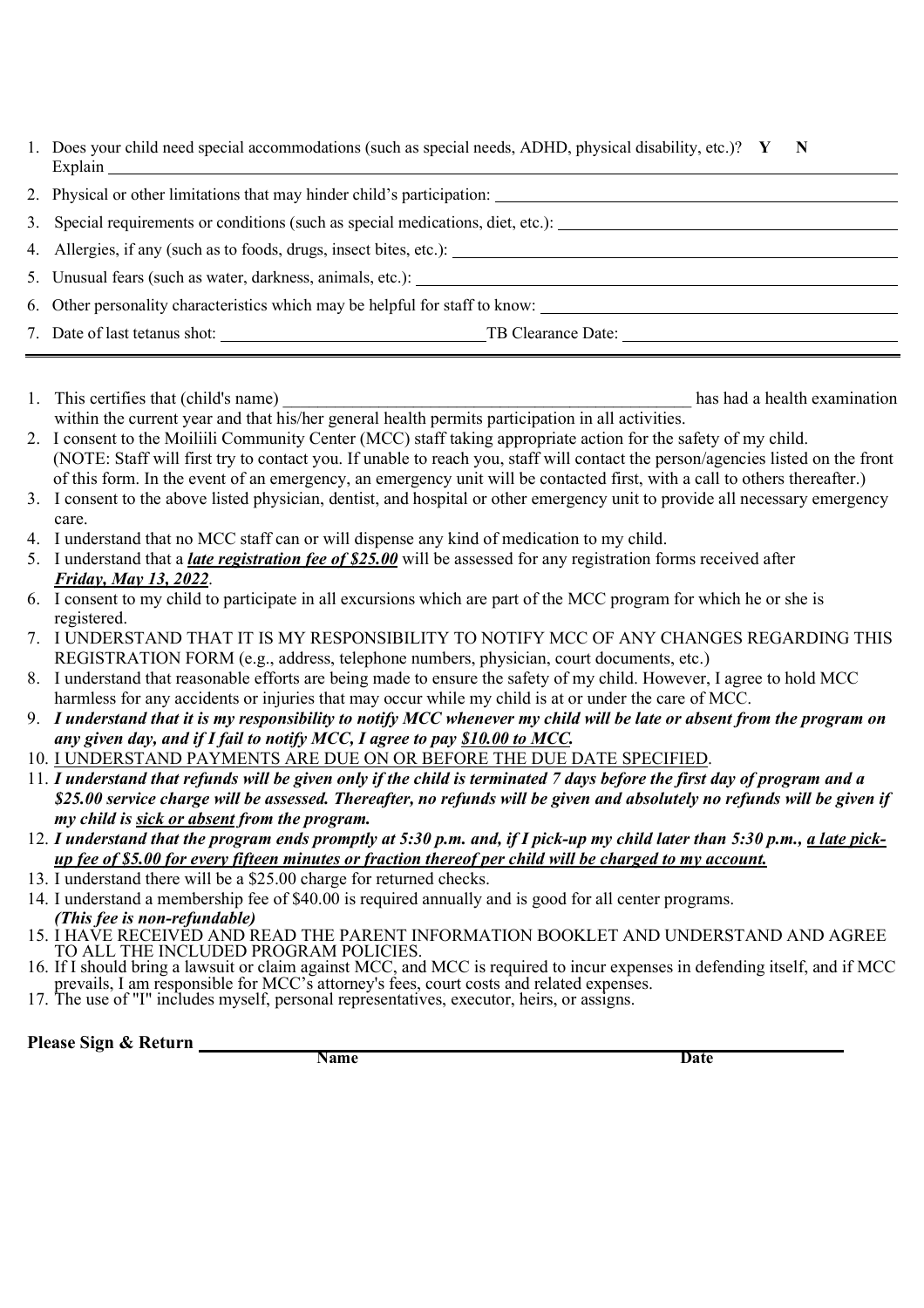1. Does your child need special accommodations (such as special needs, ADHD, physical disability, etc.)? **Y** **N**
   Explain \_\_\_\_\_\_\_\_\_\_\_\_\_\_\_\_\_\_\_\_\_\_\_\_\_\_\_\_\_\_\_\_\_\_\_\_\_\_\_\_
2. Physical or other limitations that may hinder child's participation: \_\_\_\_\_\_\_\_\_\_\_\_\_\_\_\_\_\_\_\_\_\_\_\_\_\_\_\_
3. Special requirements or conditions (such as special medications, diet, etc.): \_\_\_\_\_\_\_\_\_\_\_\_\_\_\_\_\_\_\_\_\_\_\_\_\_\_\_\_
4. Allergies, if any (such as to foods, drugs, insect bites, etc.): \_\_\_\_\_\_\_\_\_\_\_\_\_\_\_\_\_\_\_\_\_\_\_\_\_\_\_\_
5. Unusual fears (such as water, darkness, animals, etc.): \_\_\_\_\_\_\_\_\_\_\_\_\_\_\_\_\_\_\_\_\_\_\_\_\_\_\_\_
6. Other personality characteristics which may be helpful for staff to know: \_\_\_\_\_\_\_\_\_\_\_\_\_\_\_\_\_\_\_\_\_\_\_\_\_\_\_\_
7. Date of last tetanus shot: \_\_\_\_\_\_\_\_\_\_\_\_\_\_\_\_\_\_\_\_ TB Clearance Date: \_\_\_\_\_\_\_\_\_\_\_\_\_\_\_\_\_\_\_\_

---

1. This certifies that (child's name) \_\_\_\_\_\_\_\_\_\_\_\_\_\_\_\_\_\_\_\_\_\_\_\_\_\_\_\_\_\_\_\_\_\_\_\_\_\_\_\_ has had a health examination within the current year and that his/her general health permits participation in all activities.
2. I consent to the Moiliili Community Center (MCC) staff taking appropriate action for the safety of my child. (NOTE: Staff will first try to contact you. If unable to reach you, staff will contact the person/agencies listed on the front of this form. In the event of an emergency, an emergency unit will be contacted first, with a call to others thereafter.)
3. I consent to the above listed physician, dentist, and hospital or other emergency unit to provide all necessary emergency care.
4. I understand that no MCC staff can or will dispense any kind of medication to my child.
5. I understand that a ***late registration fee of $25.00*** will be assessed for any registration forms received after ***Friday, May 13, 2022***.
6. I consent to my child to participate in all excursions which are part of the MCC program for which he or she is registered.
7. I UNDERSTAND THAT IT IS MY RESPONSIBILITY TO NOTIFY MCC OF ANY CHANGES REGARDING THIS REGISTRATION FORM (e.g., address, telephone numbers, physician, court documents, etc.)
8. I understand that reasonable efforts are being made to ensure the safety of my child. However, I agree to hold MCC harmless for any accidents or injuries that may occur while my child is at or under the care of MCC.
9. ***I understand that it is my responsibility to notify MCC whenever my child will be late or absent from the program on any given day, and if I fail to notify MCC, I agree to pay $10.00 to MCC.***
10. I UNDERSTAND PAYMENTS ARE DUE ON OR BEFORE THE DUE DATE SPECIFIED.
11. ***I understand that refunds will be given only if the child is terminated 7 days before the first day of program and a $25.00 service charge will be assessed. Thereafter, no refunds will be given and absolutely no refunds will be given if my child is sick or absent from the program.***
12. ***I understand that the program ends promptly at 5:30 p.m. and, if I pick-up my child later than 5:30 p.m., a late pick-up fee of $5.00 for every fifteen minutes or fraction thereof per child will be charged to my account.***
13. I understand there will be a $25.00 charge for returned checks.
14. I understand a membership fee of $40.00 is required annually and is good for all center programs. ***(This fee is non-refundable)***
15. I HAVE RECEIVED AND READ THE PARENT INFORMATION BOOKLET AND UNDERSTAND AND AGREE TO ALL THE INCLUDED PROGRAM POLICIES.
16. If I should bring a lawsuit or claim against MCC, and MCC is required to incur expenses in defending itself, and if MCC prevails, I am responsible for MCC's attorney's fees, court costs and related expenses.
17. The use of "I" includes myself, personal representatives, executor, heirs, or assigns.

**Please Sign & Return** \_\_\_\_\_\_\_\_\_\_\_\_\_\_\_\_\_\_\_\_\_\_\_\_\_\_\_\_\_\_\_\_\_\_\_\_\_\_\_\_

**Name** **Date**